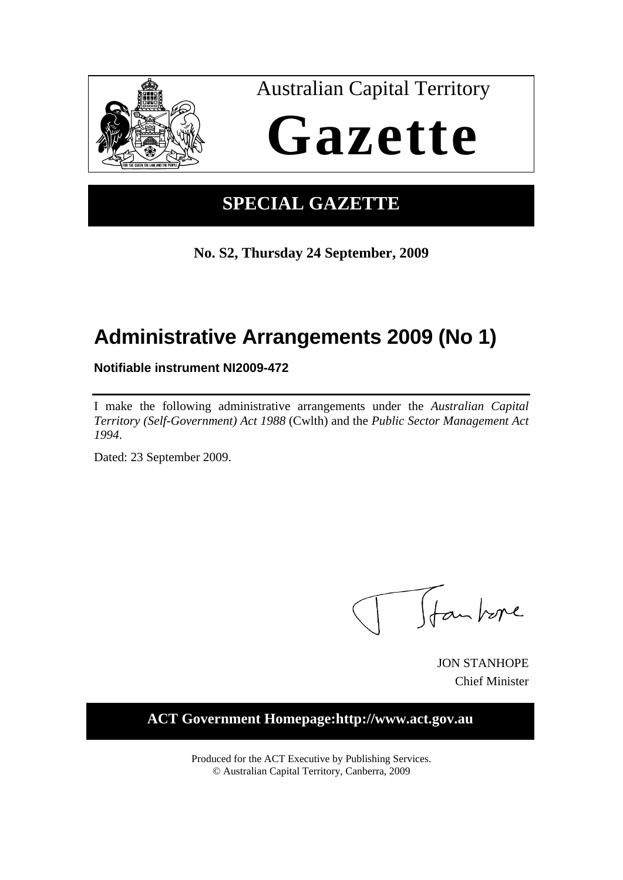Australian Capital Territory

# Gazette

## SPECIAL GAZETTE

**No. S2, Thursday 24 September, 2009**

# Administrative Arrangements 2009 (No 1)

**Notifiable instrument NI2009-472**

I make the following administrative arrangements under the *Australian Capital Territory (Self-Government) Act 1988* (Cwlth) and the *Public Sector Management Act 1994*.

Dated: 23 September 2009.

JON STANHOPE
Chief Minister

**ACT Government Homepage:http://www.act.gov.au**

Produced for the ACT Executive by Publishing Services.
© Australian Capital Territory, Canberra, 2009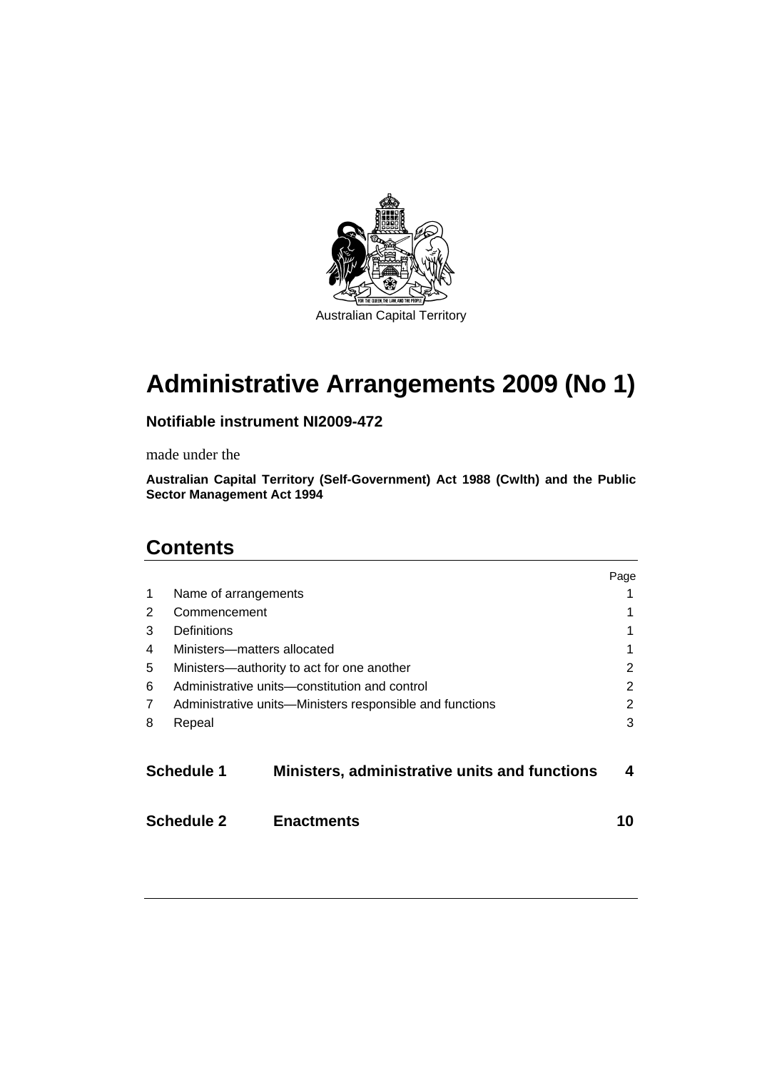Australian Capital Territory

# Administrative Arrangements 2009 (No 1)

**Notifiable instrument NI2009-472**

made under the

**Australian Capital Territory (Self-Government) Act 1988 (Cwlth) and the Public Sector Management Act 1994**

## Contents

| | | Page |
|---|---|---|
| 1 | Name of arrangements | 1 |
| 2 | Commencement | 1 |
| 3 | Definitions | 1 |
| 4 | Ministers—matters allocated | 1 |
| 5 | Ministers—authority to act for one another | 2 |
| 6 | Administrative units—constitution and control | 2 |
| 7 | Administrative units—Ministers responsible and functions | 2 |
| 8 | Repeal | 3 |
| **Schedule 1** | **Ministers, administrative units and functions** | **4** |
| **Schedule 2** | **Enactments** | **10** |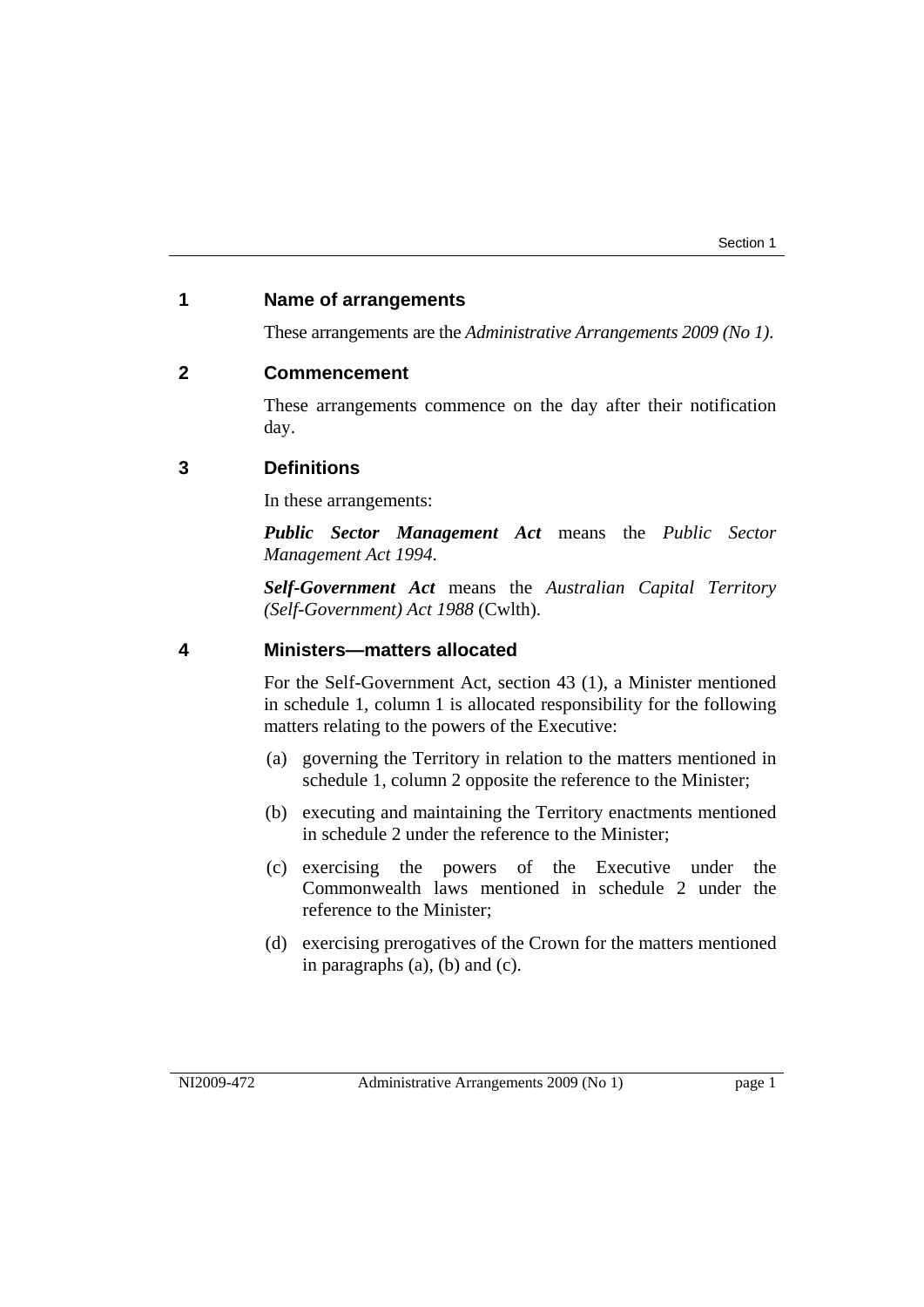## 1 Name of arrangements

These arrangements are the *Administrative Arrangements 2009 (No 1)*.

## 2 Commencement

These arrangements commence on the day after their notification day.

## 3 Definitions

In these arrangements:

***Public Sector Management Act*** means the *Public Sector Management Act 1994*.

***Self-Government Act*** means the *Australian Capital Territory (Self-Government) Act 1988* (Cwlth).

## 4 Ministers—matters allocated

For the Self-Government Act, section 43 (1), a Minister mentioned in schedule 1, column 1 is allocated responsibility for the following matters relating to the powers of the Executive:

(a) governing the Territory in relation to the matters mentioned in schedule 1, column 2 opposite the reference to the Minister;

(b) executing and maintaining the Territory enactments mentioned in schedule 2 under the reference to the Minister;

(c) exercising the powers of the Executive under the Commonwealth laws mentioned in schedule 2 under the reference to the Minister;

(d) exercising prerogatives of the Crown for the matters mentioned in paragraphs (a), (b) and (c).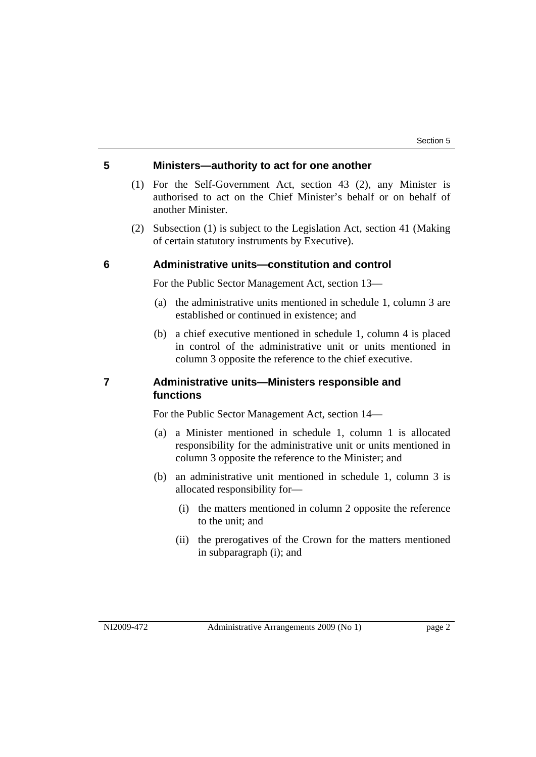## 5 Ministers—authority to act for one another

(1) For the Self-Government Act, section 43 (2), any Minister is authorised to act on the Chief Minister's behalf or on behalf of another Minister.

(2) Subsection (1) is subject to the Legislation Act, section 41 (Making of certain statutory instruments by Executive).

## 6 Administrative units—constitution and control

For the Public Sector Management Act, section 13—

(a) the administrative units mentioned in schedule 1, column 3 are established or continued in existence; and

(b) a chief executive mentioned in schedule 1, column 4 is placed in control of the administrative unit or units mentioned in column 3 opposite the reference to the chief executive.

## 7 Administrative units—Ministers responsible and functions

For the Public Sector Management Act, section 14—

(a) a Minister mentioned in schedule 1, column 1 is allocated responsibility for the administrative unit or units mentioned in column 3 opposite the reference to the Minister; and

(b) an administrative unit mentioned in schedule 1, column 3 is allocated responsibility for—

  (i) the matters mentioned in column 2 opposite the reference to the unit; and

  (ii) the prerogatives of the Crown for the matters mentioned in subparagraph (i); and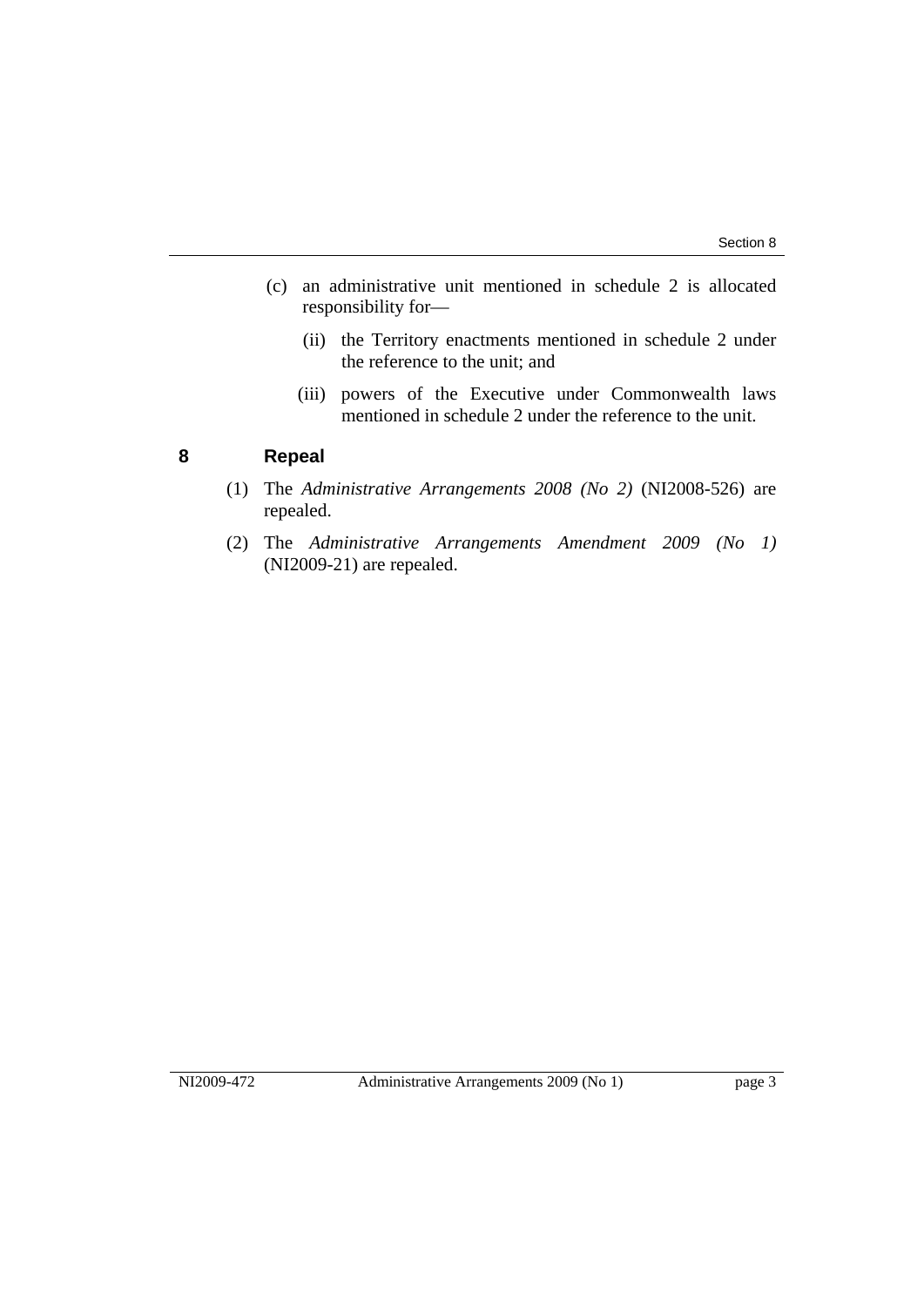(c) an administrative unit mentioned in schedule 2 is allocated responsibility for—

(ii) the Territory enactments mentioned in schedule 2 under the reference to the unit; and

(iii) powers of the Executive under Commonwealth laws mentioned in schedule 2 under the reference to the unit.

## 8 Repeal

(1) The *Administrative Arrangements 2008 (No 2)* (NI2008-526) are repealed.

(2) The *Administrative Arrangements Amendment 2009 (No 1)* (NI2009-21) are repealed.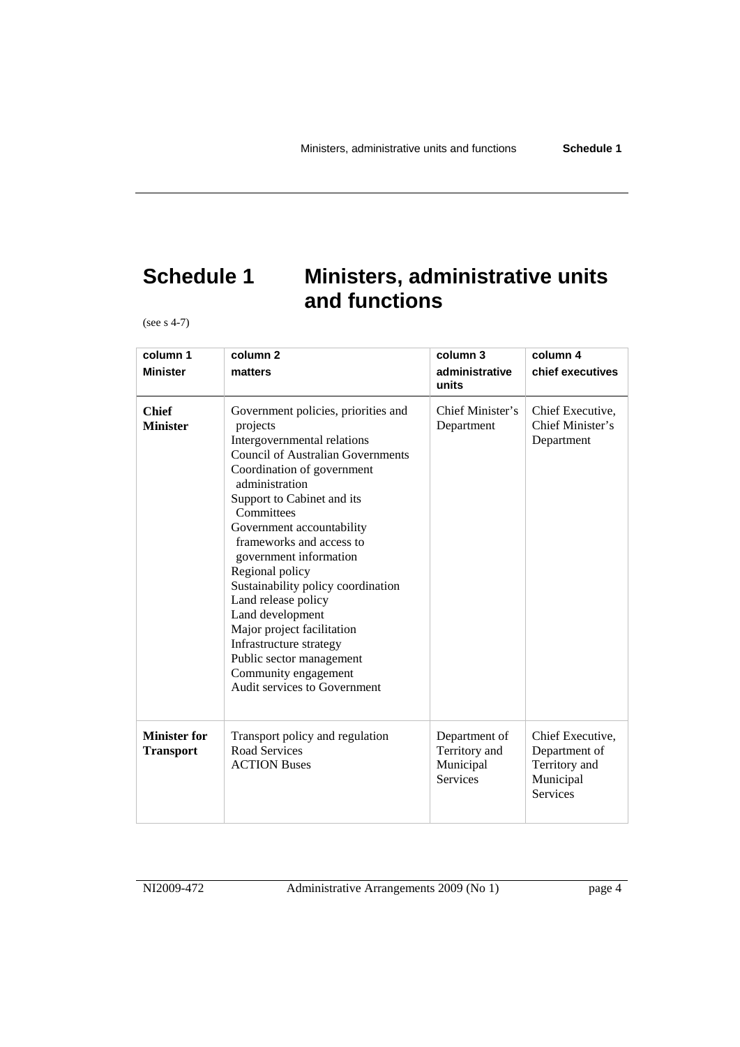# Schedule 1 Ministers, administrative units and functions

(see s 4-7)

| column 1<br>Minister | column 2<br>matters | column 3<br>administrative units | column 4<br>chief executives |
|---|---|---|---|
| **Chief Minister** | Government policies, priorities and projects<br>Intergovernmental relations<br>Council of Australian Governments<br>Coordination of government administration<br>Support to Cabinet and its Committees<br>Government accountability frameworks and access to government information<br>Regional policy<br>Sustainability policy coordination<br>Land release policy<br>Land development<br>Major project facilitation<br>Infrastructure strategy<br>Public sector management<br>Community engagement<br>Audit services to Government | Chief Minister's Department | Chief Executive, Chief Minister's Department |
| **Minister for Transport** | Transport policy and regulation<br>Road Services<br>ACTION Buses | Department of Territory and Municipal Services | Chief Executive, Department of Territory and Municipal Services |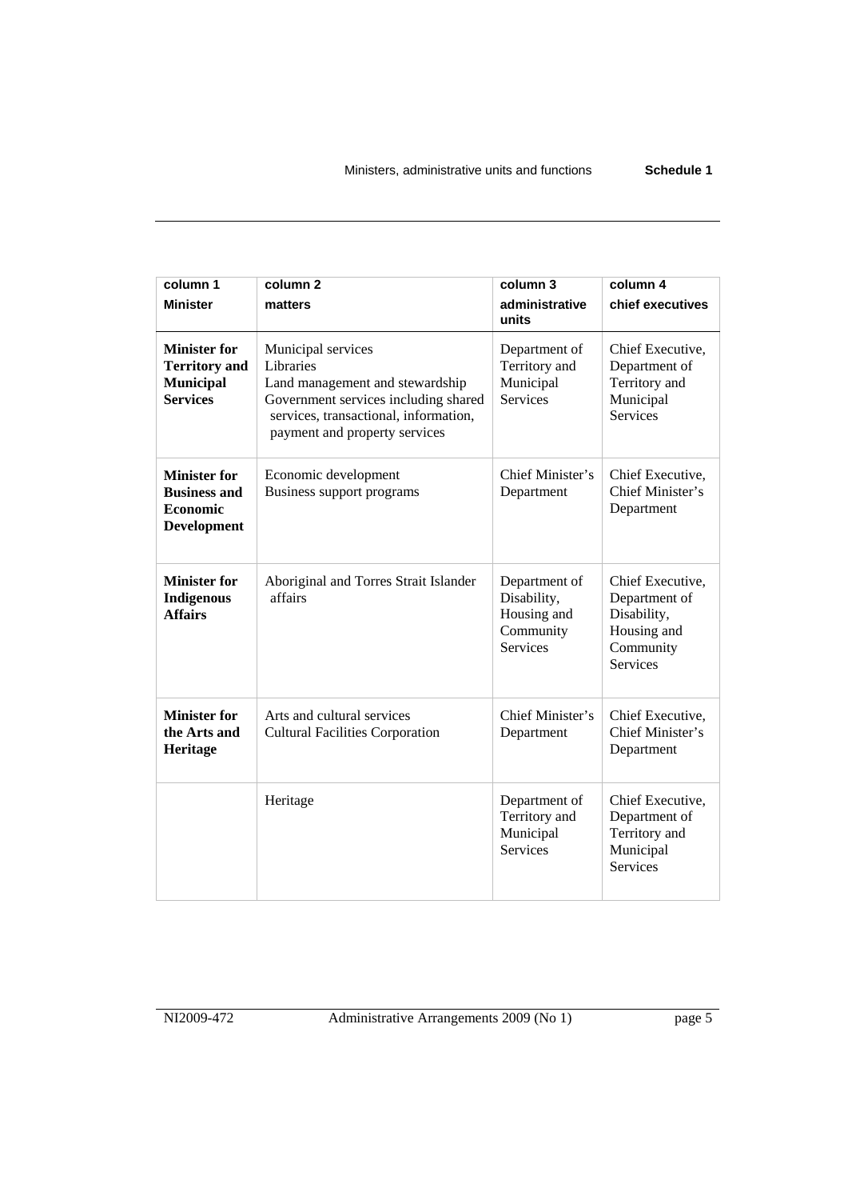| column 1<br>**Minister** | column 2<br>**matters** | column 3<br>**administrative units** | column 4<br>**chief executives** |
|---|---|---|---|
| **Minister for Territory and Municipal Services** | Municipal services<br>Libraries<br>Land management and stewardship<br>Government services including shared services, transactional, information, payment and property services | Department of Territory and Municipal Services | Chief Executive, Department of Territory and Municipal Services |
| **Minister for Business and Economic Development** | Economic development<br>Business support programs | Chief Minister's Department | Chief Executive, Chief Minister's Department |
| **Minister for Indigenous Affairs** | Aboriginal and Torres Strait Islander affairs | Department of Disability, Housing and Community Services | Chief Executive, Department of Disability, Housing and Community Services |
| **Minister for the Arts and Heritage** | Arts and cultural services<br>Cultural Facilities Corporation | Chief Minister's Department | Chief Executive, Chief Minister's Department |
| | Heritage | Department of Territory and Municipal Services | Chief Executive, Department of Territory and Municipal Services |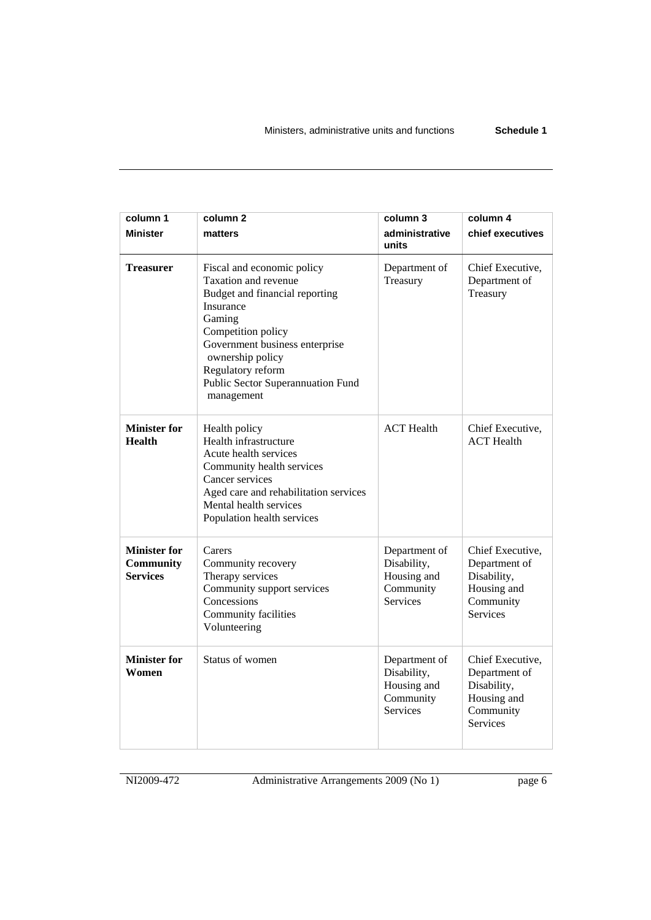| column 1<br>**Minister** | column 2<br>**matters** | column 3<br>**administrative units** | column 4<br>**chief executives** |
|---|---|---|---|
| **Treasurer** | Fiscal and economic policy<br>Taxation and revenue<br>Budget and financial reporting<br>Insurance<br>Gaming<br>Competition policy<br>Government business enterprise ownership policy<br>Regulatory reform<br>Public Sector Superannuation Fund management | Department of Treasury | Chief Executive, Department of Treasury |
| **Minister for Health** | Health policy<br>Health infrastructure<br>Acute health services<br>Community health services<br>Cancer services<br>Aged care and rehabilitation services<br>Mental health services<br>Population health services | ACT Health | Chief Executive, ACT Health |
| **Minister for Community Services** | Carers<br>Community recovery<br>Therapy services<br>Community support services<br>Concessions<br>Community facilities<br>Volunteering | Department of Disability, Housing and Community Services | Chief Executive, Department of Disability, Housing and Community Services |
| **Minister for Women** | Status of women | Department of Disability, Housing and Community Services | Chief Executive, Department of Disability, Housing and Community Services |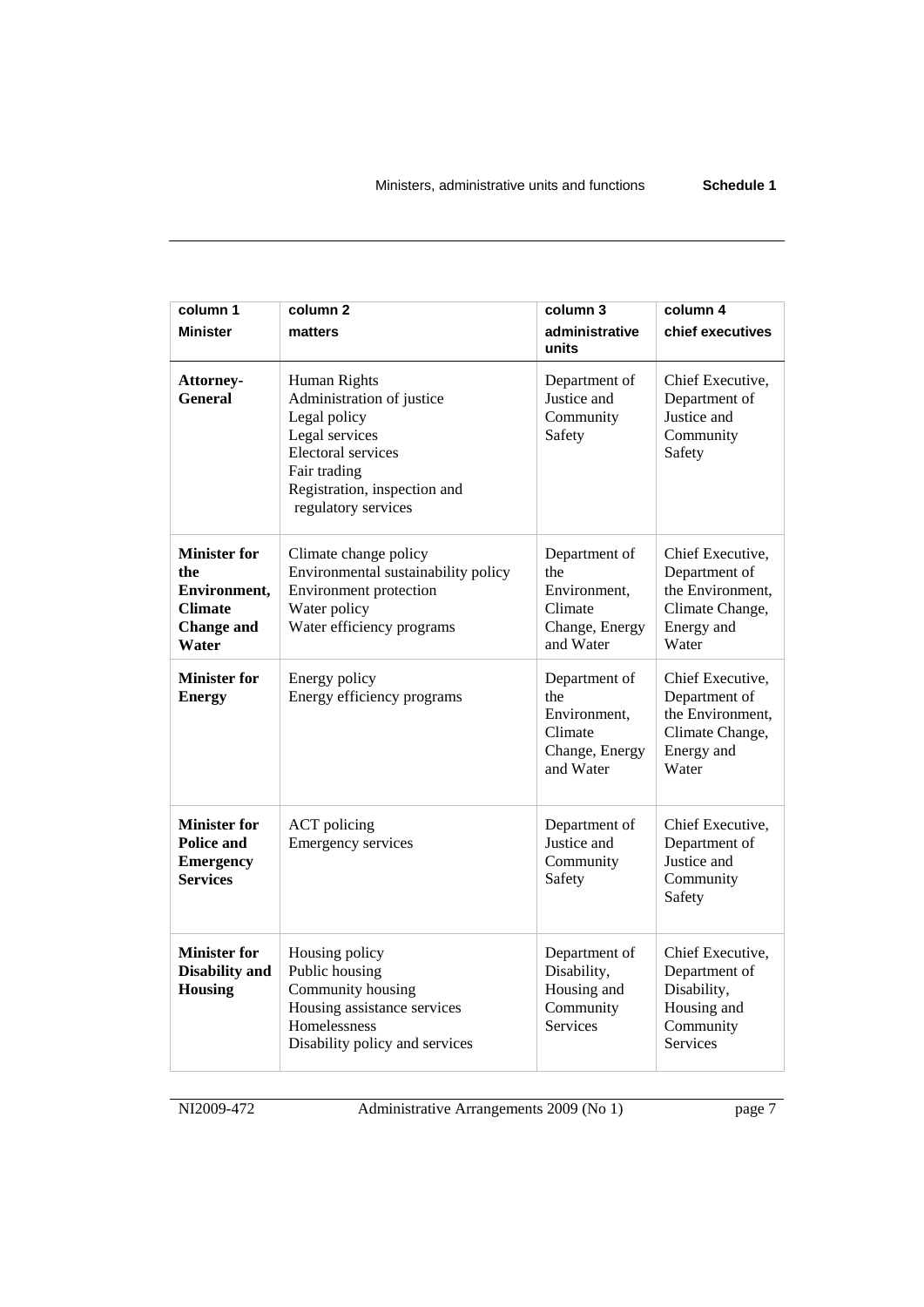| column 1<br>**Minister** | column 2<br>**matters** | column 3<br>**administrative units** | column 4<br>**chief executives** |
|---|---|---|---|
| **Attorney-General** | Human Rights<br>Administration of justice<br>Legal policy<br>Legal services<br>Electoral services<br>Fair trading<br>Registration, inspection and regulatory services | Department of Justice and Community Safety | Chief Executive, Department of Justice and Community Safety |
| **Minister for the Environment, Climate Change and Water** | Climate change policy<br>Environmental sustainability policy<br>Environment protection<br>Water policy<br>Water efficiency programs | Department of the Environment, Climate Change, Energy and Water | Chief Executive, Department of the Environment, Climate Change, Energy and Water |
| **Minister for Energy** | Energy policy<br>Energy efficiency programs | Department of the Environment, Climate Change, Energy and Water | Chief Executive, Department of the Environment, Climate Change, Energy and Water |
| **Minister for Police and Emergency Services** | ACT policing<br>Emergency services | Department of Justice and Community Safety | Chief Executive, Department of Justice and Community Safety |
| **Minister for Disability and Housing** | Housing policy<br>Public housing<br>Community housing<br>Housing assistance services<br>Homelessness<br>Disability policy and services | Department of Disability, Housing and Community Services | Chief Executive, Department of Disability, Housing and Community Services |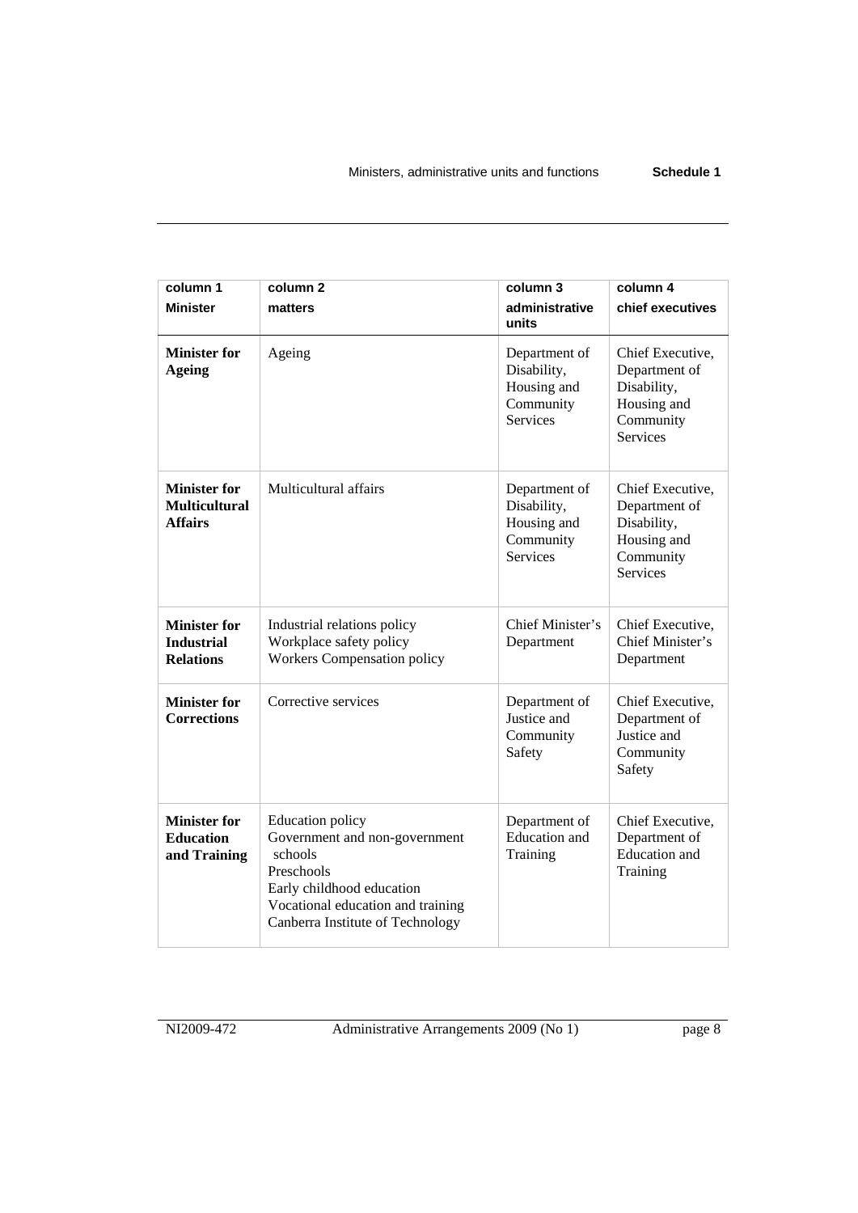| column 1<br>**Minister** | column 2<br>**matters** | column 3<br>**administrative units** | column 4<br>**chief executives** |
|---|---|---|---|
| **Minister for Ageing** | Ageing | Department of Disability, Housing and Community Services | Chief Executive, Department of Disability, Housing and Community Services |
| **Minister for Multicultural Affairs** | Multicultural affairs | Department of Disability, Housing and Community Services | Chief Executive, Department of Disability, Housing and Community Services |
| **Minister for Industrial Relations** | Industrial relations policy<br>Workplace safety policy<br>Workers Compensation policy | Chief Minister's Department | Chief Executive, Chief Minister's Department |
| **Minister for Corrections** | Corrective services | Department of Justice and Community Safety | Chief Executive, Department of Justice and Community Safety |
| **Minister for Education and Training** | Education policy<br>Government and non-government schools<br>Preschools<br>Early childhood education<br>Vocational education and training<br>Canberra Institute of Technology | Department of Education and Training | Chief Executive, Department of Education and Training |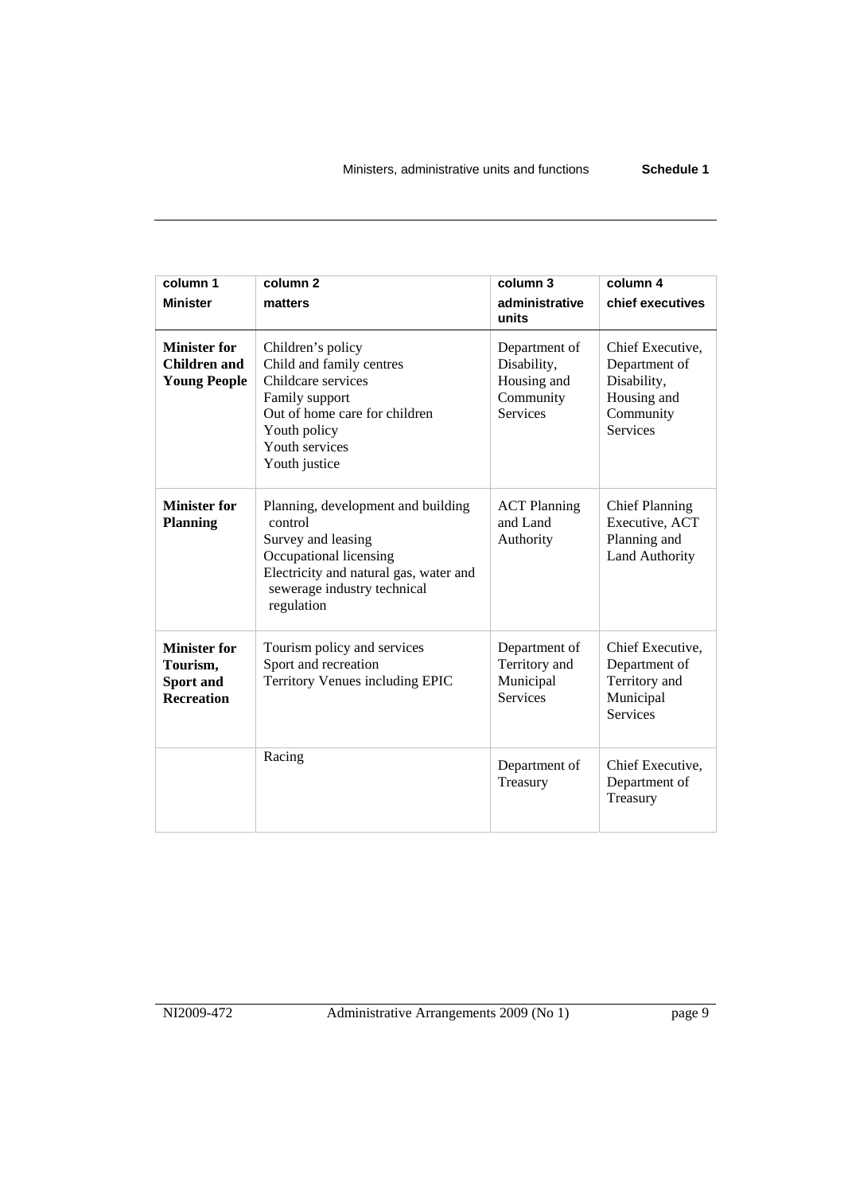| column 1<br>**Minister** | column 2<br>**matters** | column 3<br>**administrative units** | column 4<br>**chief executives** |
|---|---|---|---|
| **Minister for Children and Young People** | Children's policy<br>Child and family centres<br>Childcare services<br>Family support<br>Out of home care for children<br>Youth policy<br>Youth services<br>Youth justice | Department of Disability, Housing and Community Services | Chief Executive, Department of Disability, Housing and Community Services |
| **Minister for Planning** | Planning, development and building control<br>Survey and leasing<br>Occupational licensing<br>Electricity and natural gas, water and sewerage industry technical regulation | ACT Planning and Land Authority | Chief Planning Executive, ACT Planning and Land Authority |
| **Minister for Tourism, Sport and Recreation** | Tourism policy and services<br>Sport and recreation<br>Territory Venues including EPIC | Department of Territory and Municipal Services | Chief Executive, Department of Territory and Municipal Services |
| | Racing | Department of Treasury | Chief Executive, Department of Treasury |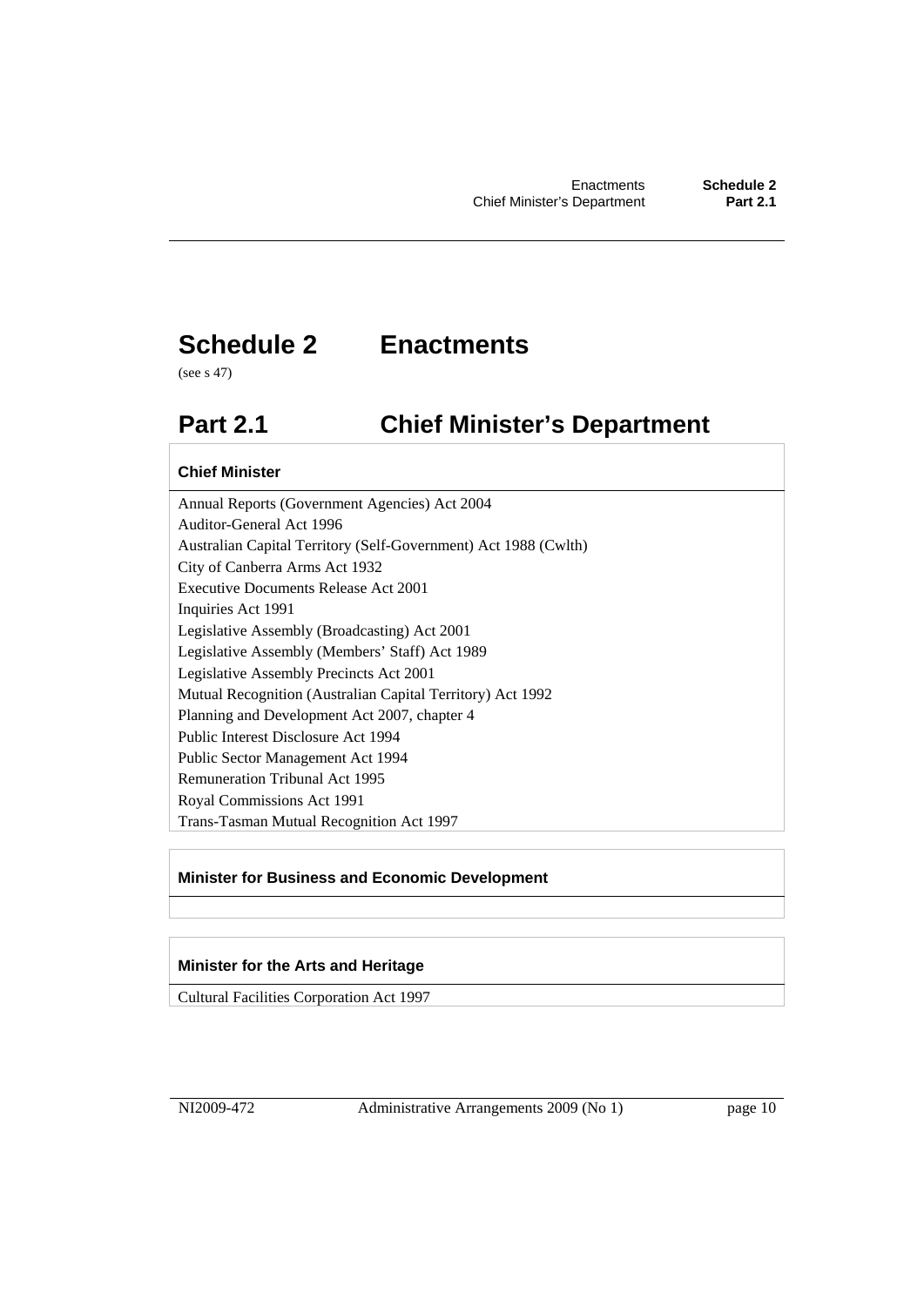# Schedule 2 Enactments

(see s 47)

## Part 2.1 Chief Minister's Department

| Chief Minister |
|---|
| Annual Reports (Government Agencies) Act 2004 |
| Auditor-General Act 1996 |
| Australian Capital Territory (Self-Government) Act 1988 (Cwlth) |
| City of Canberra Arms Act 1932 |
| Executive Documents Release Act 2001 |
| Inquiries Act 1991 |
| Legislative Assembly (Broadcasting) Act 2001 |
| Legislative Assembly (Members' Staff) Act 1989 |
| Legislative Assembly Precincts Act 2001 |
| Mutual Recognition (Australian Capital Territory) Act 1992 |
| Planning and Development Act 2007, chapter 4 |
| Public Interest Disclosure Act 1994 |
| Public Sector Management Act 1994 |
| Remuneration Tribunal Act 1995 |
| Royal Commissions Act 1991 |
| Trans-Tasman Mutual Recognition Act 1997 |

| Minister for Business and Economic Development |
|---|
| |

| Minister for the Arts and Heritage |
|---|
| Cultural Facilities Corporation Act 1997 |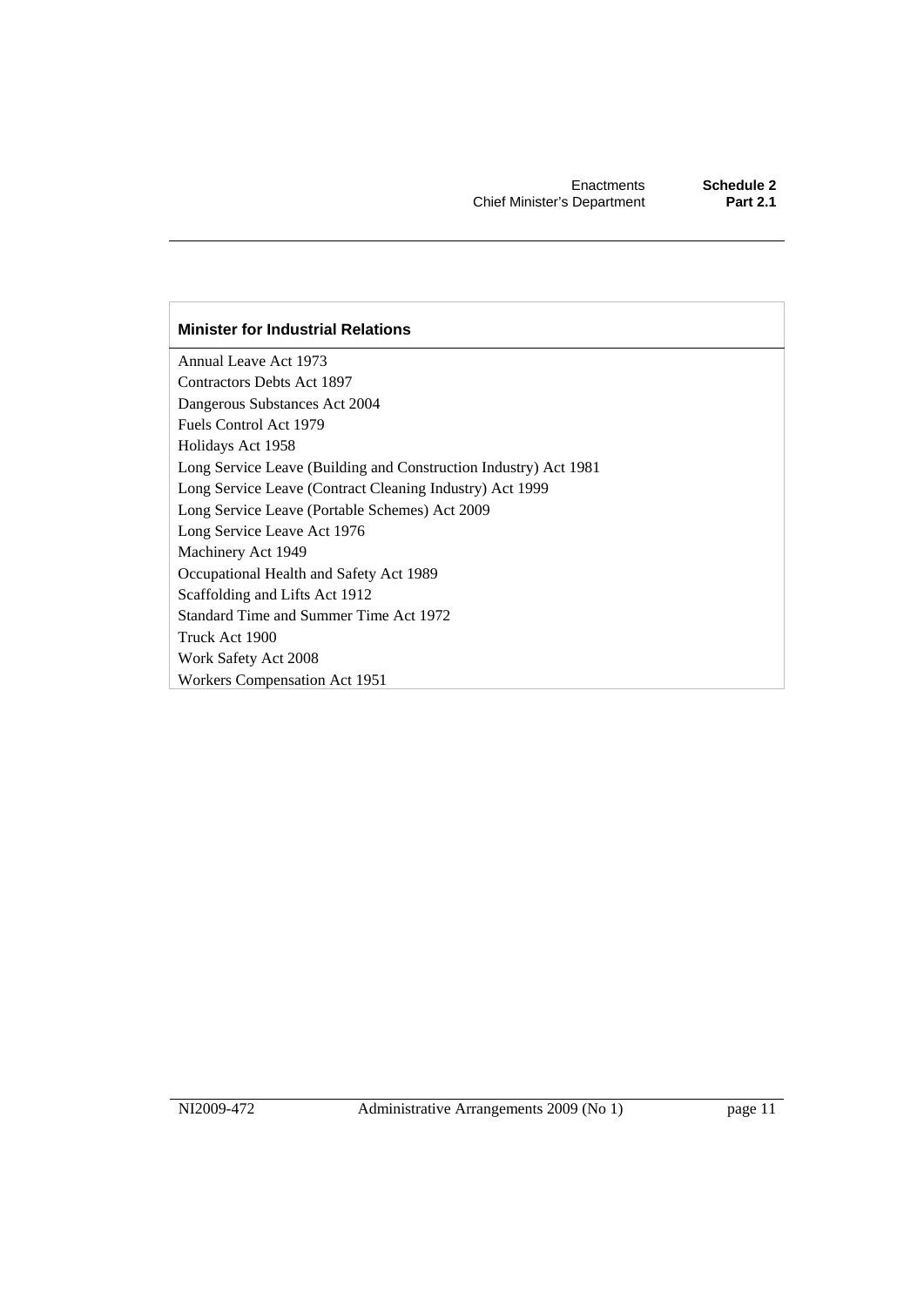| Minister for Industrial Relations |
| --- |
| Annual Leave Act 1973 |
| Contractors Debts Act 1897 |
| Dangerous Substances Act 2004 |
| Fuels Control Act 1979 |
| Holidays Act 1958 |
| Long Service Leave (Building and Construction Industry) Act 1981 |
| Long Service Leave (Contract Cleaning Industry) Act 1999 |
| Long Service Leave (Portable Schemes) Act 2009 |
| Long Service Leave Act 1976 |
| Machinery Act 1949 |
| Occupational Health and Safety Act 1989 |
| Scaffolding and Lifts Act 1912 |
| Standard Time and Summer Time Act 1972 |
| Truck Act 1900 |
| Work Safety Act 2008 |
| Workers Compensation Act 1951 |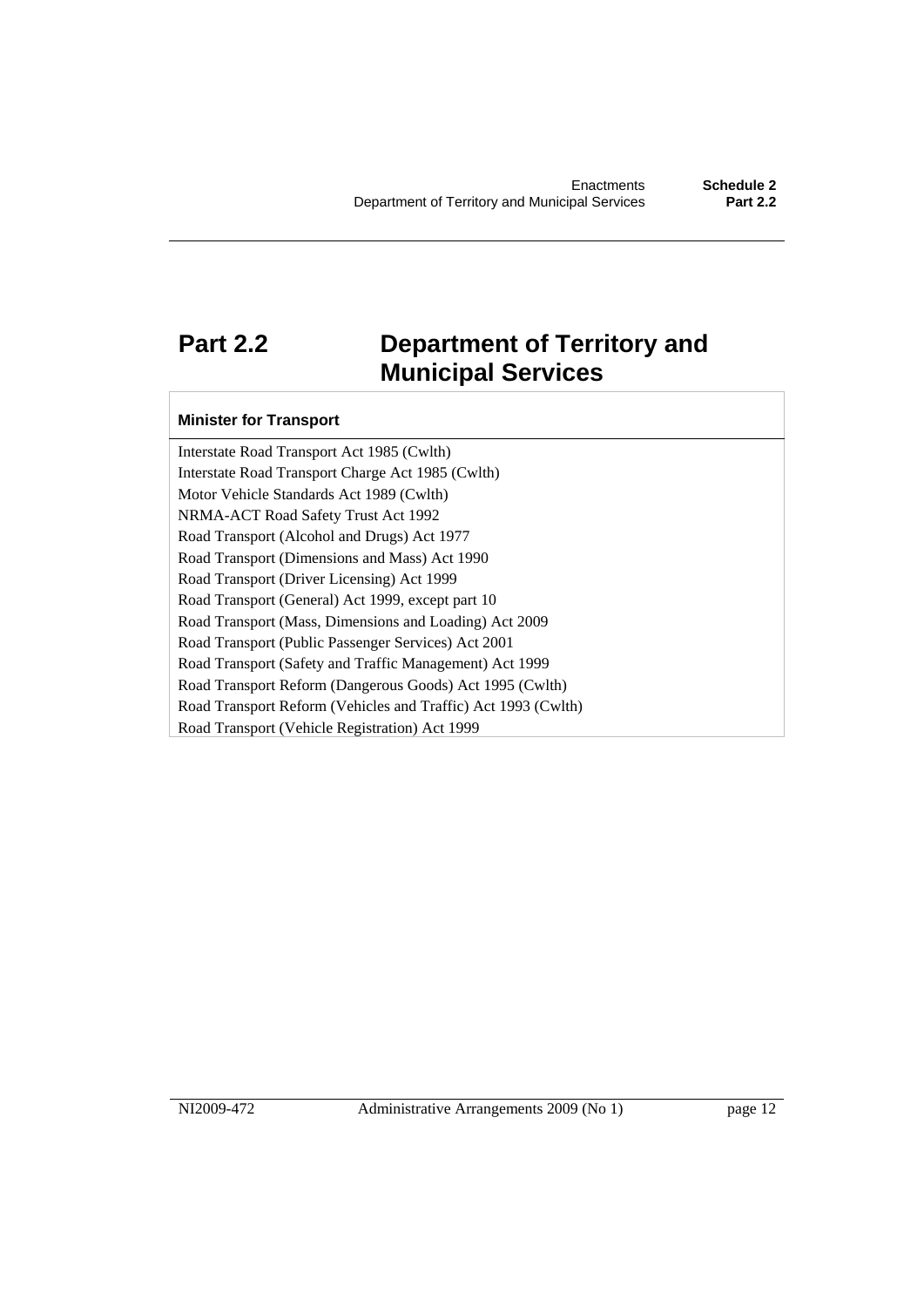# Part 2.2 Department of Territory and Municipal Services

| Minister for Transport |
| --- |
| Interstate Road Transport Act 1985 (Cwlth) |
| Interstate Road Transport Charge Act 1985 (Cwlth) |
| Motor Vehicle Standards Act 1989 (Cwlth) |
| NRMA-ACT Road Safety Trust Act 1992 |
| Road Transport (Alcohol and Drugs) Act 1977 |
| Road Transport (Dimensions and Mass) Act 1990 |
| Road Transport (Driver Licensing) Act 1999 |
| Road Transport (General) Act 1999, except part 10 |
| Road Transport (Mass, Dimensions and Loading) Act 2009 |
| Road Transport (Public Passenger Services) Act 2001 |
| Road Transport (Safety and Traffic Management) Act 1999 |
| Road Transport Reform (Dangerous Goods) Act 1995 (Cwlth) |
| Road Transport Reform (Vehicles and Traffic) Act 1993 (Cwlth) |
| Road Transport (Vehicle Registration) Act 1999 |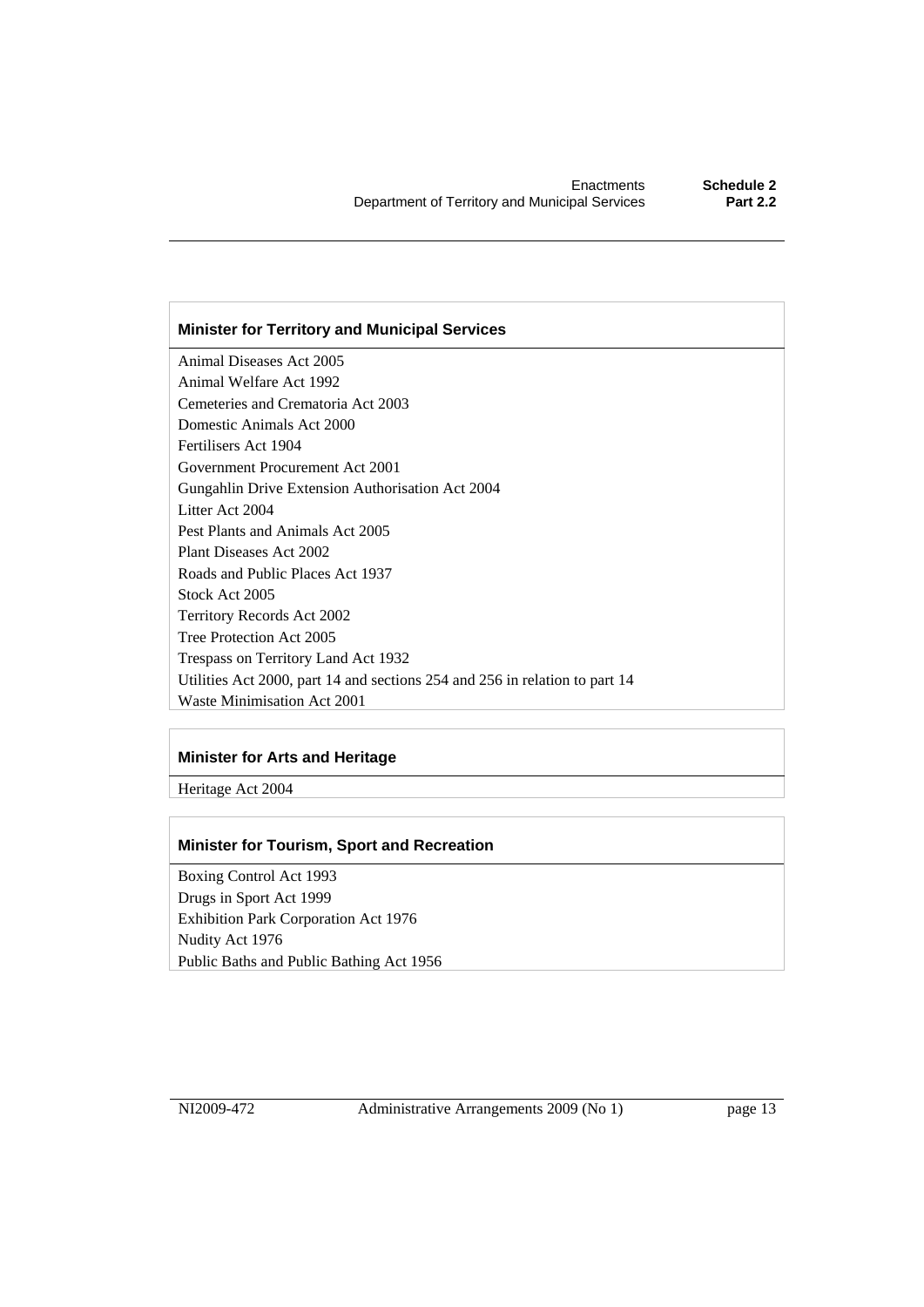| Minister for Territory and Municipal Services |
| --- |
| Animal Diseases Act 2005 |
| Animal Welfare Act 1992 |
| Cemeteries and Crematoria Act 2003 |
| Domestic Animals Act 2000 |
| Fertilisers Act 1904 |
| Government Procurement Act 2001 |
| Gungahlin Drive Extension Authorisation Act 2004 |
| Litter Act 2004 |
| Pest Plants and Animals Act 2005 |
| Plant Diseases Act 2002 |
| Roads and Public Places Act 1937 |
| Stock Act 2005 |
| Territory Records Act 2002 |
| Tree Protection Act 2005 |
| Trespass on Territory Land Act 1932 |
| Utilities Act 2000, part 14 and sections 254 and 256 in relation to part 14 |
| Waste Minimisation Act 2001 |

| Minister for Arts and Heritage |
| --- |
| Heritage Act 2004 |

| Minister for Tourism, Sport and Recreation |
| --- |
| Boxing Control Act 1993 |
| Drugs in Sport Act 1999 |
| Exhibition Park Corporation Act 1976 |
| Nudity Act 1976 |
| Public Baths and Public Bathing Act 1956 |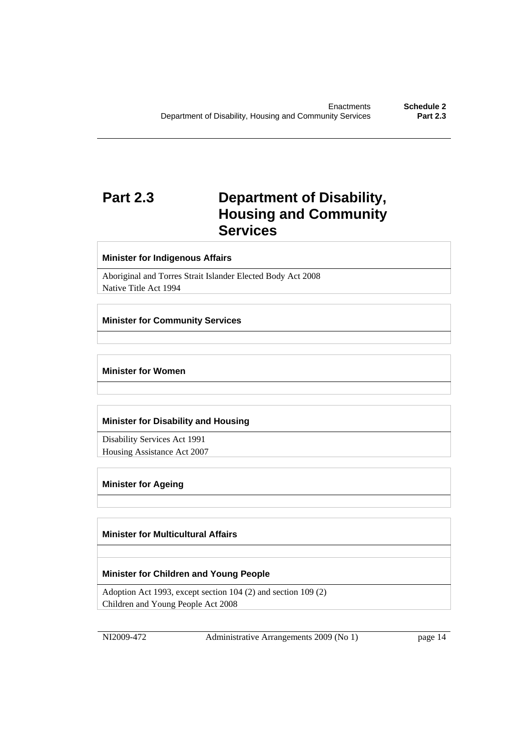# Part 2.3 Department of Disability, Housing and Community Services

| Minister for Indigenous Affairs |
| --- |
| Aboriginal and Torres Strait Islander Elected Body Act 2008<br>Native Title Act 1994 |

| Minister for Community Services |
| --- |
| |

| Minister for Women |
| --- |
| |

| Minister for Disability and Housing |
| --- |
| Disability Services Act 1991<br>Housing Assistance Act 2007 |

| Minister for Ageing |
| --- |
| |

| Minister for Multicultural Affairs |
| --- |
| |

| Minister for Children and Young People |
| --- |
| Adoption Act 1993, except section 104 (2) and section 109 (2)<br>Children and Young People Act 2008 |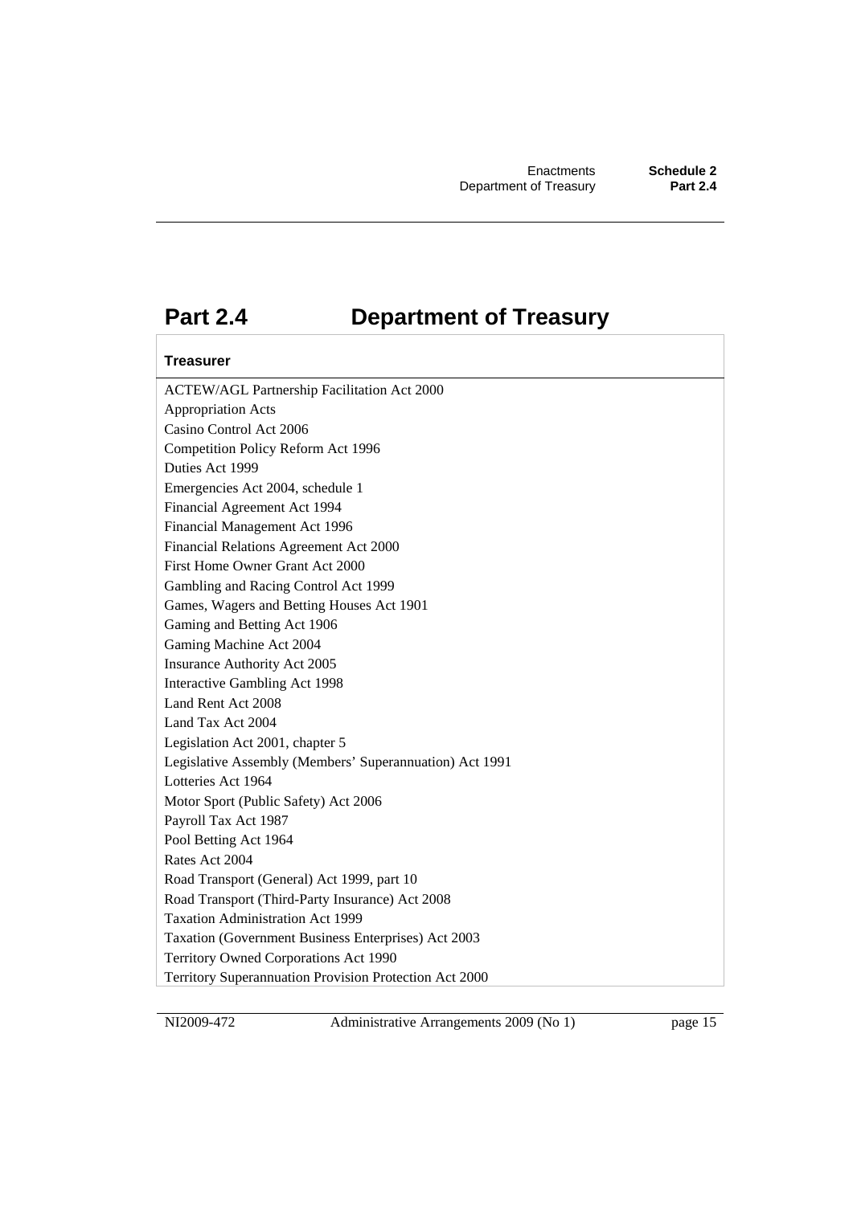# Part 2.4 Department of Treasury

| Treasurer |
| --- |
| ACTEW/AGL Partnership Facilitation Act 2000 |
| Appropriation Acts |
| Casino Control Act 2006 |
| Competition Policy Reform Act 1996 |
| Duties Act 1999 |
| Emergencies Act 2004, schedule 1 |
| Financial Agreement Act 1994 |
| Financial Management Act 1996 |
| Financial Relations Agreement Act 2000 |
| First Home Owner Grant Act 2000 |
| Gambling and Racing Control Act 1999 |
| Games, Wagers and Betting Houses Act 1901 |
| Gaming and Betting Act 1906 |
| Gaming Machine Act 2004 |
| Insurance Authority Act 2005 |
| Interactive Gambling Act 1998 |
| Land Rent Act 2008 |
| Land Tax Act 2004 |
| Legislation Act 2001, chapter 5 |
| Legislative Assembly (Members' Superannuation) Act 1991 |
| Lotteries Act 1964 |
| Motor Sport (Public Safety) Act 2006 |
| Payroll Tax Act 1987 |
| Pool Betting Act 1964 |
| Rates Act 2004 |
| Road Transport (General) Act 1999, part 10 |
| Road Transport (Third-Party Insurance) Act 2008 |
| Taxation Administration Act 1999 |
| Taxation (Government Business Enterprises) Act 2003 |
| Territory Owned Corporations Act 1990 |
| Territory Superannuation Provision Protection Act 2000 |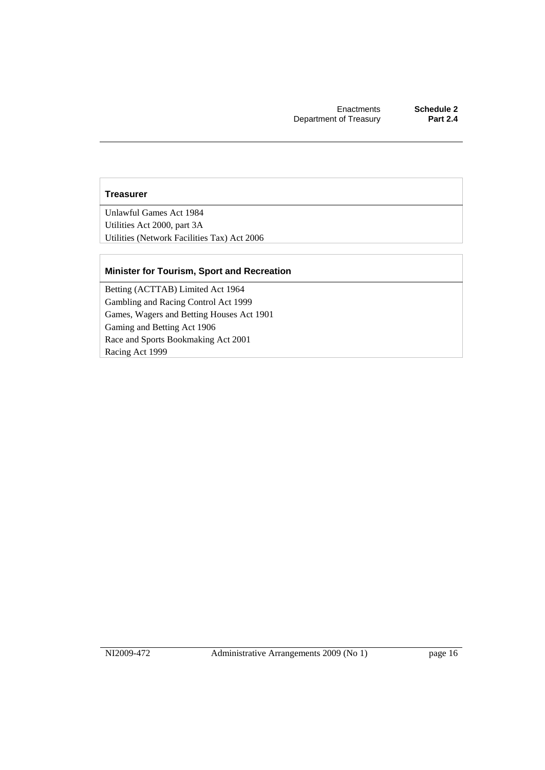| Treasurer |
| --- |
| Unlawful Games Act 1984 |
| Utilities Act 2000, part 3A |
| Utilities (Network Facilities Tax) Act 2006 |

| Minister for Tourism, Sport and Recreation |
| --- |
| Betting (ACTTAB) Limited Act 1964 |
| Gambling and Racing Control Act 1999 |
| Games, Wagers and Betting Houses Act 1901 |
| Gaming and Betting Act 1906 |
| Race and Sports Bookmaking Act 2001 |
| Racing Act 1999 |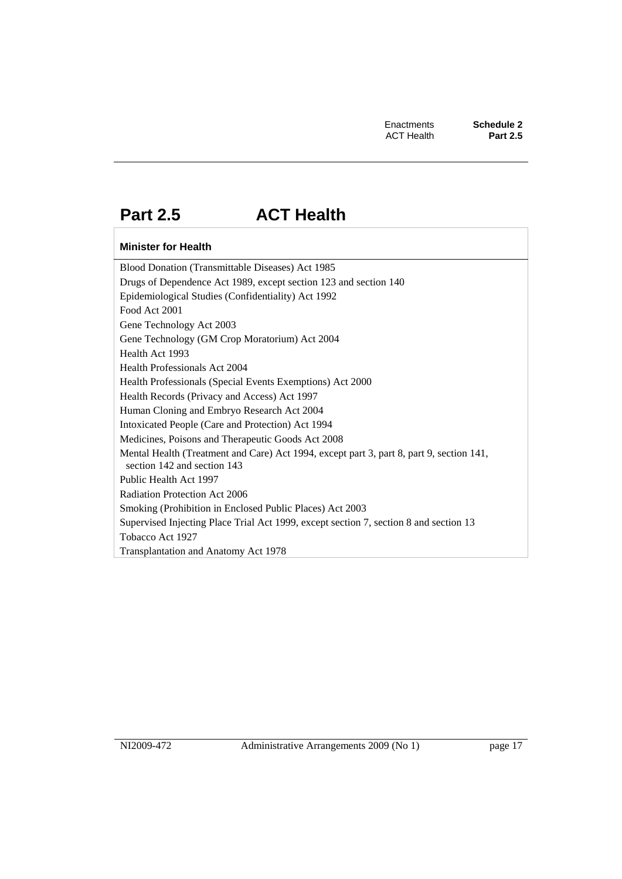# Part 2.5 ACT Health

| Minister for Health |
| --- |
| Blood Donation (Transmittable Diseases) Act 1985 |
| Drugs of Dependence Act 1989, except section 123 and section 140 |
| Epidemiological Studies (Confidentiality) Act 1992 |
| Food Act 2001 |
| Gene Technology Act 2003 |
| Gene Technology (GM Crop Moratorium) Act 2004 |
| Health Act 1993 |
| Health Professionals Act 2004 |
| Health Professionals (Special Events Exemptions) Act 2000 |
| Health Records (Privacy and Access) Act 1997 |
| Human Cloning and Embryo Research Act 2004 |
| Intoxicated People (Care and Protection) Act 1994 |
| Medicines, Poisons and Therapeutic Goods Act 2008 |
| Mental Health (Treatment and Care) Act 1994, except part 3, part 8, part 9, section 141, section 142 and section 143 |
| Public Health Act 1997 |
| Radiation Protection Act 2006 |
| Smoking (Prohibition in Enclosed Public Places) Act 2003 |
| Supervised Injecting Place Trial Act 1999, except section 7, section 8 and section 13 |
| Tobacco Act 1927 |
| Transplantation and Anatomy Act 1978 |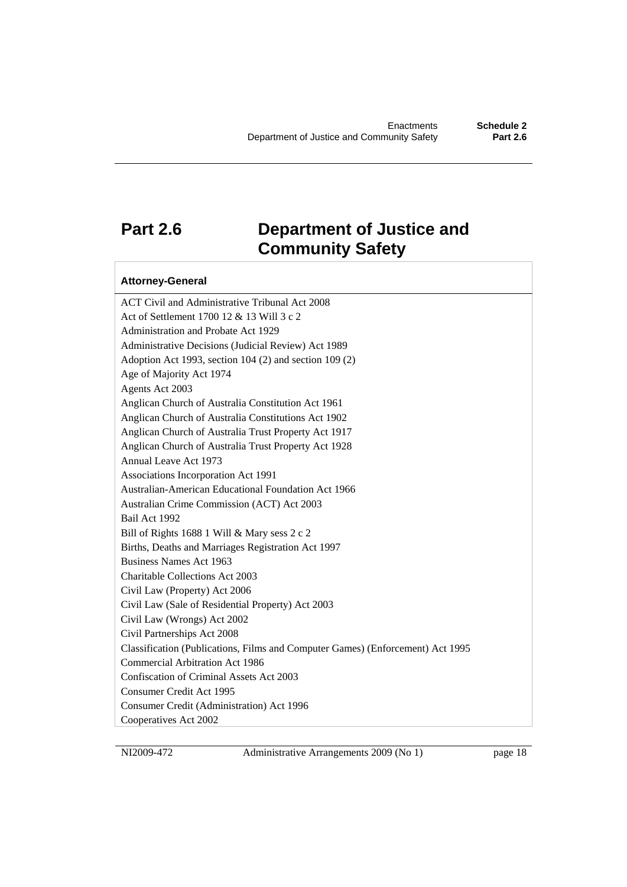# Part 2.6 Department of Justice and Community Safety

| Attorney-General |
|---|
| ACT Civil and Administrative Tribunal Act 2008 |
| Act of Settlement 1700 12 & 13 Will 3 c 2 |
| Administration and Probate Act 1929 |
| Administrative Decisions (Judicial Review) Act 1989 |
| Adoption Act 1993, section 104 (2) and section 109 (2) |
| Age of Majority Act 1974 |
| Agents Act 2003 |
| Anglican Church of Australia Constitution Act 1961 |
| Anglican Church of Australia Constitutions Act 1902 |
| Anglican Church of Australia Trust Property Act 1917 |
| Anglican Church of Australia Trust Property Act 1928 |
| Annual Leave Act 1973 |
| Associations Incorporation Act 1991 |
| Australian-American Educational Foundation Act 1966 |
| Australian Crime Commission (ACT) Act 2003 |
| Bail Act 1992 |
| Bill of Rights 1688 1 Will & Mary sess 2 c 2 |
| Births, Deaths and Marriages Registration Act 1997 |
| Business Names Act 1963 |
| Charitable Collections Act 2003 |
| Civil Law (Property) Act 2006 |
| Civil Law (Sale of Residential Property) Act 2003 |
| Civil Law (Wrongs) Act 2002 |
| Civil Partnerships Act 2008 |
| Classification (Publications, Films and Computer Games) (Enforcement) Act 1995 |
| Commercial Arbitration Act 1986 |
| Confiscation of Criminal Assets Act 2003 |
| Consumer Credit Act 1995 |
| Consumer Credit (Administration) Act 1996 |
| Cooperatives Act 2002 |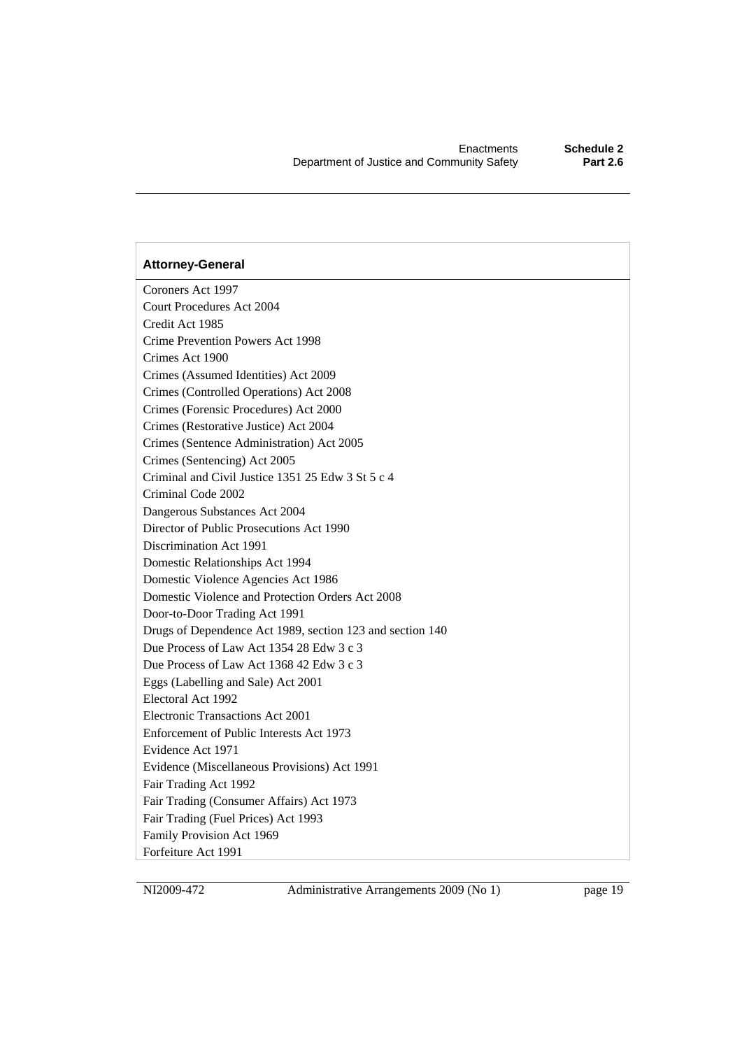| Attorney-General |
| --- |
| Coroners Act 1997 |
| Court Procedures Act 2004 |
| Credit Act 1985 |
| Crime Prevention Powers Act 1998 |
| Crimes Act 1900 |
| Crimes (Assumed Identities) Act 2009 |
| Crimes (Controlled Operations) Act 2008 |
| Crimes (Forensic Procedures) Act 2000 |
| Crimes (Restorative Justice) Act 2004 |
| Crimes (Sentence Administration) Act 2005 |
| Crimes (Sentencing) Act 2005 |
| Criminal and Civil Justice 1351 25 Edw 3 St 5 c 4 |
| Criminal Code 2002 |
| Dangerous Substances Act 2004 |
| Director of Public Prosecutions Act 1990 |
| Discrimination Act 1991 |
| Domestic Relationships Act 1994 |
| Domestic Violence Agencies Act 1986 |
| Domestic Violence and Protection Orders Act 2008 |
| Door-to-Door Trading Act 1991 |
| Drugs of Dependence Act 1989, section 123 and section 140 |
| Due Process of Law Act 1354 28 Edw 3 c 3 |
| Due Process of Law Act 1368 42 Edw 3 c 3 |
| Eggs (Labelling and Sale) Act 2001 |
| Electoral Act 1992 |
| Electronic Transactions Act 2001 |
| Enforcement of Public Interests Act 1973 |
| Evidence Act 1971 |
| Evidence (Miscellaneous Provisions) Act 1991 |
| Fair Trading Act 1992 |
| Fair Trading (Consumer Affairs) Act 1973 |
| Fair Trading (Fuel Prices) Act 1993 |
| Family Provision Act 1969 |
| Forfeiture Act 1991 |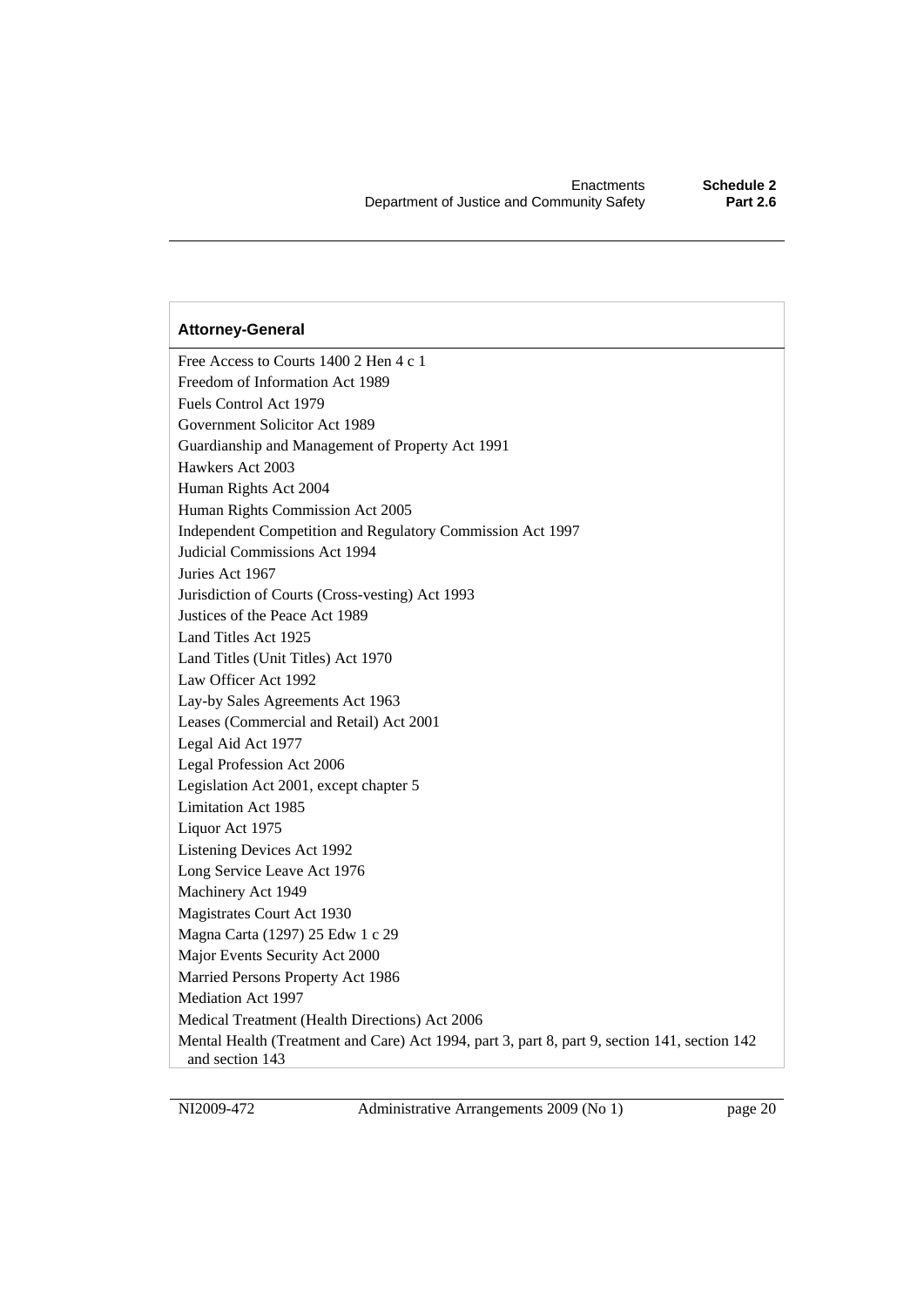| Attorney-General |
| --- |
| Free Access to Courts 1400 2 Hen 4 c 1 |
| Freedom of Information Act 1989 |
| Fuels Control Act 1979 |
| Government Solicitor Act 1989 |
| Guardianship and Management of Property Act 1991 |
| Hawkers Act 2003 |
| Human Rights Act 2004 |
| Human Rights Commission Act 2005 |
| Independent Competition and Regulatory Commission Act 1997 |
| Judicial Commissions Act 1994 |
| Juries Act 1967 |
| Jurisdiction of Courts (Cross-vesting) Act 1993 |
| Justices of the Peace Act 1989 |
| Land Titles Act 1925 |
| Land Titles (Unit Titles) Act 1970 |
| Law Officer Act 1992 |
| Lay-by Sales Agreements Act 1963 |
| Leases (Commercial and Retail) Act 2001 |
| Legal Aid Act 1977 |
| Legal Profession Act 2006 |
| Legislation Act 2001, except chapter 5 |
| Limitation Act 1985 |
| Liquor Act 1975 |
| Listening Devices Act 1992 |
| Long Service Leave Act 1976 |
| Machinery Act 1949 |
| Magistrates Court Act 1930 |
| Magna Carta (1297) 25 Edw 1 c 29 |
| Major Events Security Act 2000 |
| Married Persons Property Act 1986 |
| Mediation Act 1997 |
| Medical Treatment (Health Directions) Act 2006 |
| Mental Health (Treatment and Care) Act 1994, part 3, part 8, part 9, section 141, section 142 and section 143 |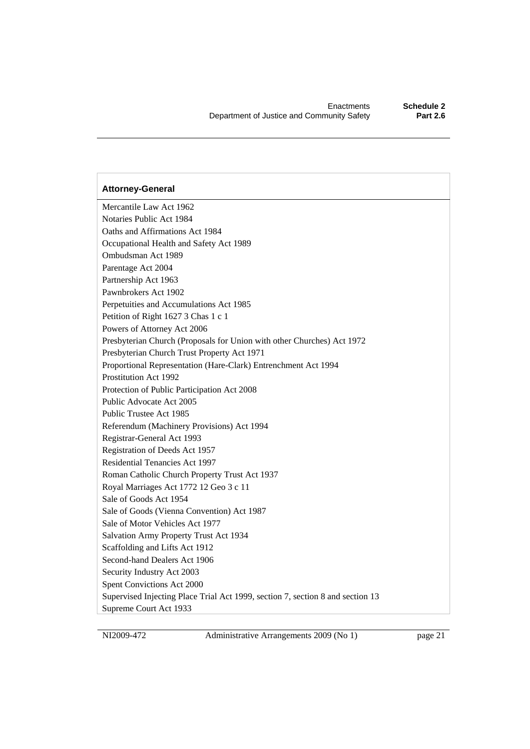| Attorney-General |
| --- |
| Mercantile Law Act 1962 |
| Notaries Public Act 1984 |
| Oaths and Affirmations Act 1984 |
| Occupational Health and Safety Act 1989 |
| Ombudsman Act 1989 |
| Parentage Act 2004 |
| Partnership Act 1963 |
| Pawnbrokers Act 1902 |
| Perpetuities and Accumulations Act 1985 |
| Petition of Right 1627 3 Chas 1 c 1 |
| Powers of Attorney Act 2006 |
| Presbyterian Church (Proposals for Union with other Churches) Act 1972 |
| Presbyterian Church Trust Property Act 1971 |
| Proportional Representation (Hare-Clark) Entrenchment Act 1994 |
| Prostitution Act 1992 |
| Protection of Public Participation Act 2008 |
| Public Advocate Act 2005 |
| Public Trustee Act 1985 |
| Referendum (Machinery Provisions) Act 1994 |
| Registrar-General Act 1993 |
| Registration of Deeds Act 1957 |
| Residential Tenancies Act 1997 |
| Roman Catholic Church Property Trust Act 1937 |
| Royal Marriages Act 1772 12 Geo 3 c 11 |
| Sale of Goods Act 1954 |
| Sale of Goods (Vienna Convention) Act 1987 |
| Sale of Motor Vehicles Act 1977 |
| Salvation Army Property Trust Act 1934 |
| Scaffolding and Lifts Act 1912 |
| Second-hand Dealers Act 1906 |
| Security Industry Act 2003 |
| Spent Convictions Act 2000 |
| Supervised Injecting Place Trial Act 1999, section 7, section 8 and section 13 |
| Supreme Court Act 1933 |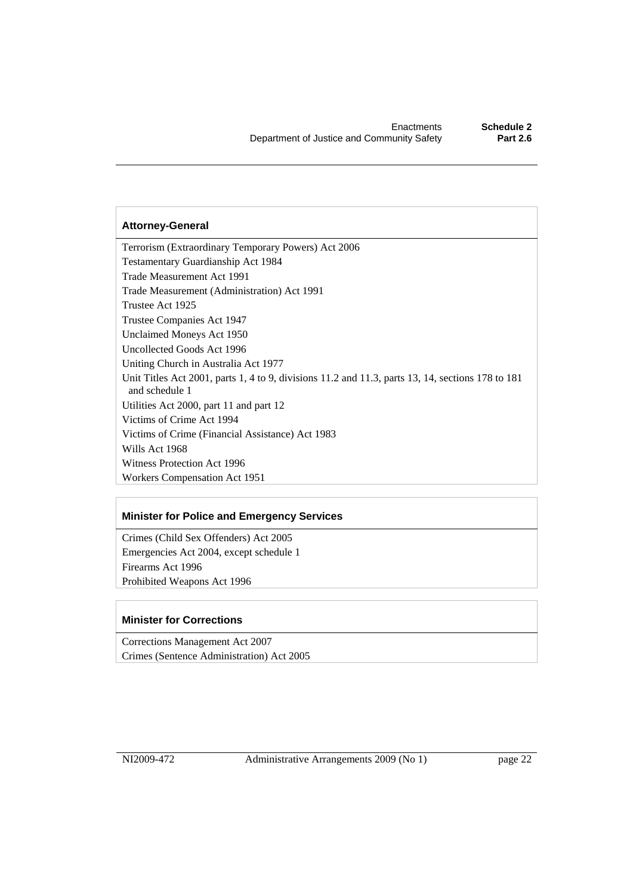| Attorney-General |
| --- |
| Terrorism (Extraordinary Temporary Powers) Act 2006 |
| Testamentary Guardianship Act 1984 |
| Trade Measurement Act 1991 |
| Trade Measurement (Administration) Act 1991 |
| Trustee Act 1925 |
| Trustee Companies Act 1947 |
| Unclaimed Moneys Act 1950 |
| Uncollected Goods Act 1996 |
| Uniting Church in Australia Act 1977 |
| Unit Titles Act 2001, parts 1, 4 to 9, divisions 11.2 and 11.3, parts 13, 14, sections 178 to 181 and schedule 1 |
| Utilities Act 2000, part 11 and part 12 |
| Victims of Crime Act 1994 |
| Victims of Crime (Financial Assistance) Act 1983 |
| Wills Act 1968 |
| Witness Protection Act 1996 |
| Workers Compensation Act 1951 |

| Minister for Police and Emergency Services |
| --- |
| Crimes (Child Sex Offenders) Act 2005 |
| Emergencies Act 2004, except schedule 1 |
| Firearms Act 1996 |
| Prohibited Weapons Act 1996 |

| Minister for Corrections |
| --- |
| Corrections Management Act 2007 |
| Crimes (Sentence Administration) Act 2005 |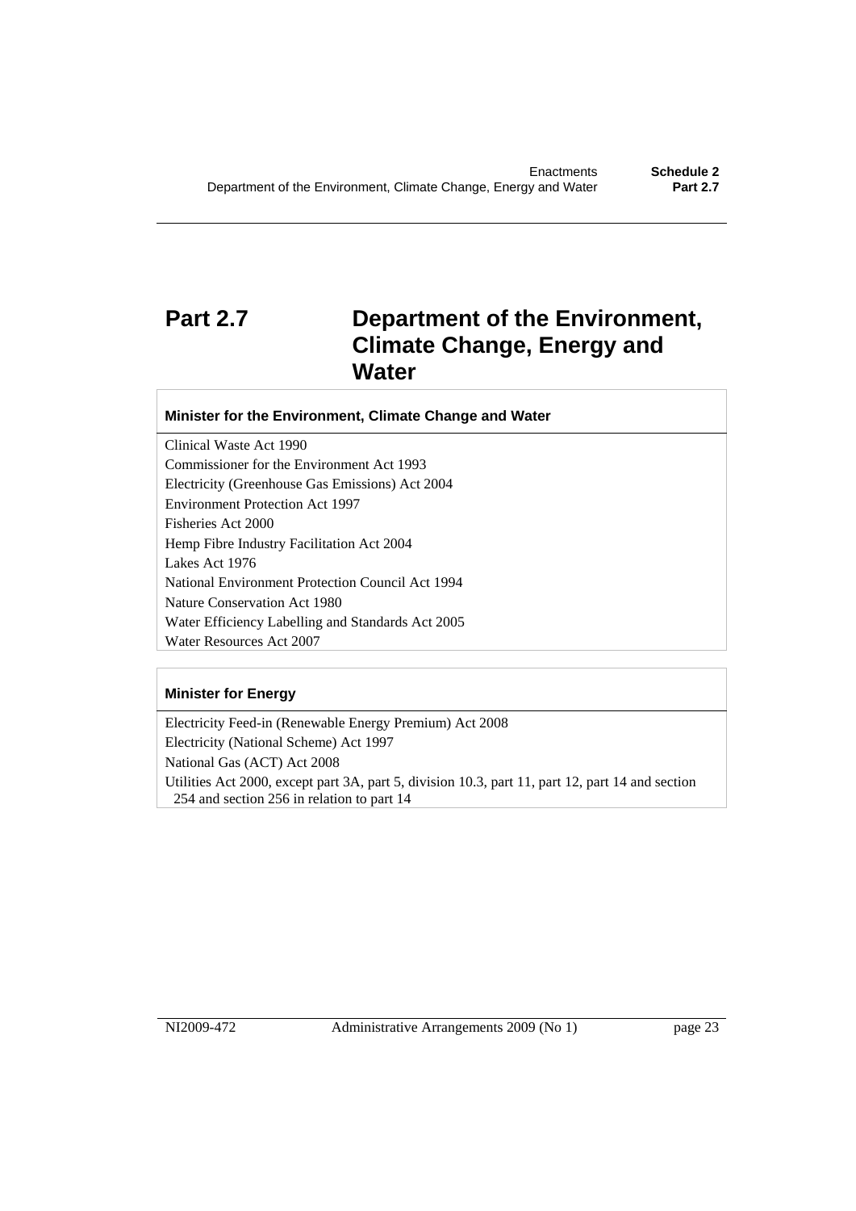# Part 2.7 Department of the Environment, Climate Change, Energy and Water

| Minister for the Environment, Climate Change and Water |
| --- |
| Clinical Waste Act 1990 |
| Commissioner for the Environment Act 1993 |
| Electricity (Greenhouse Gas Emissions) Act 2004 |
| Environment Protection Act 1997 |
| Fisheries Act 2000 |
| Hemp Fibre Industry Facilitation Act 2004 |
| Lakes Act 1976 |
| National Environment Protection Council Act 1994 |
| Nature Conservation Act 1980 |
| Water Efficiency Labelling and Standards Act 2005 |
| Water Resources Act 2007 |

| Minister for Energy |
| --- |
| Electricity Feed-in (Renewable Energy Premium) Act 2008 |
| Electricity (National Scheme) Act 1997 |
| National Gas (ACT) Act 2008 |
| Utilities Act 2000, except part 3A, part 5, division 10.3, part 11, part 12, part 14 and section 254 and section 256 in relation to part 14 |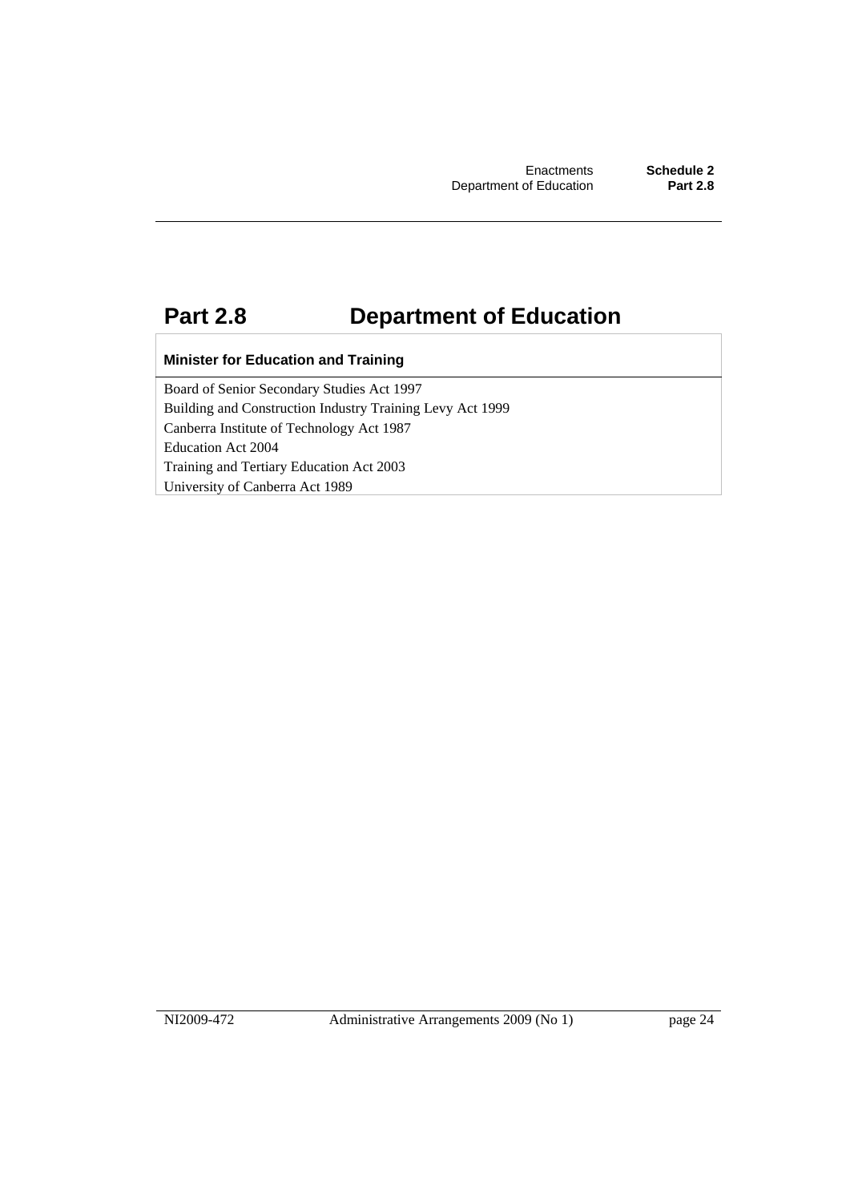# Part 2.8 Department of Education

| Minister for Education and Training |
| --- |
| Board of Senior Secondary Studies Act 1997 |
| Building and Construction Industry Training Levy Act 1999 |
| Canberra Institute of Technology Act 1987 |
| Education Act 2004 |
| Training and Tertiary Education Act 2003 |
| University of Canberra Act 1989 |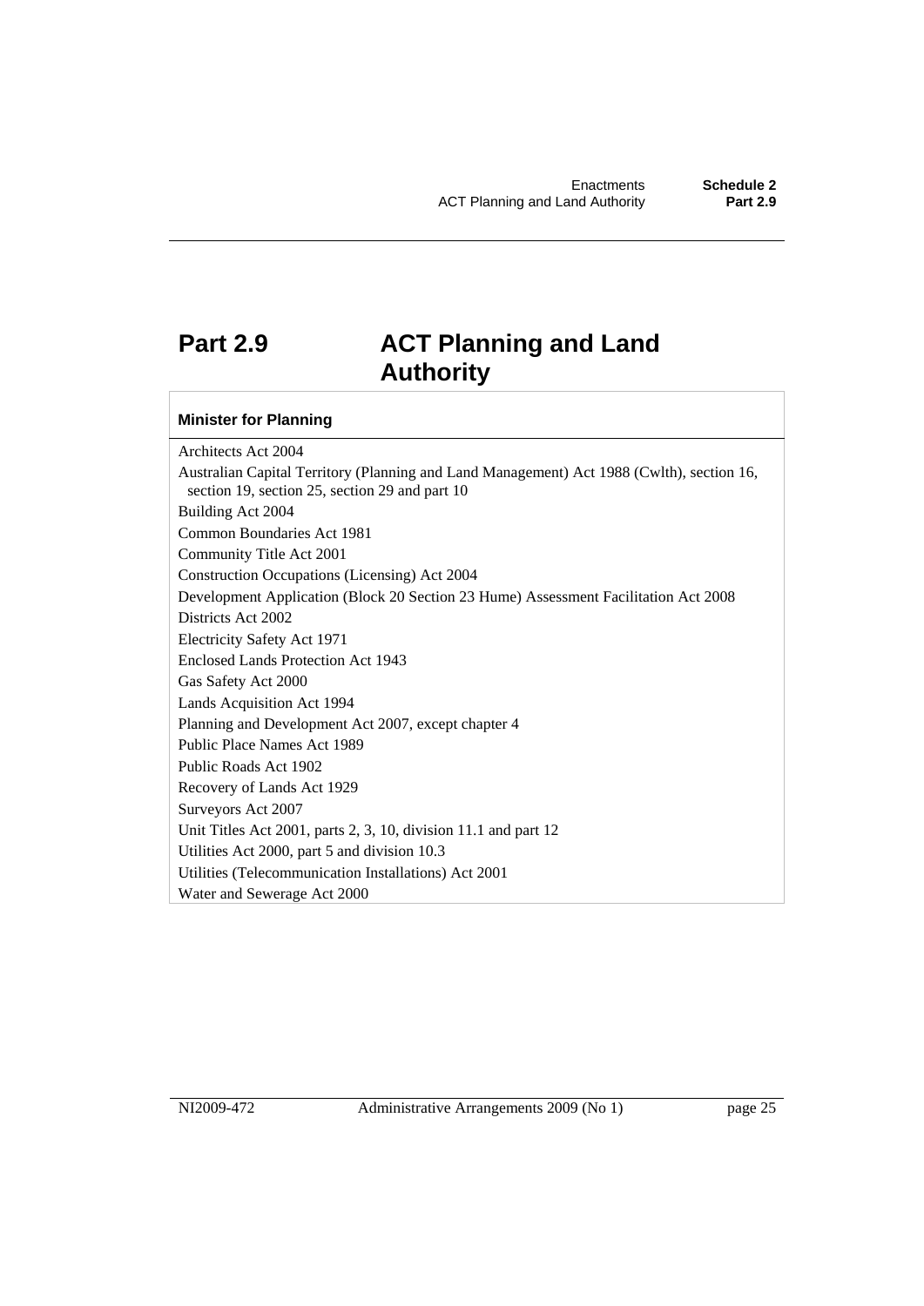## Part 2.9 ACT Planning and Land Authority

| Minister for Planning |
| --- |
| Architects Act 2004 |
| Australian Capital Territory (Planning and Land Management) Act 1988 (Cwlth), section 16, section 19, section 25, section 29 and part 10 |
| Building Act 2004 |
| Common Boundaries Act 1981 |
| Community Title Act 2001 |
| Construction Occupations (Licensing) Act 2004 |
| Development Application (Block 20 Section 23 Hume) Assessment Facilitation Act 2008 |
| Districts Act 2002 |
| Electricity Safety Act 1971 |
| Enclosed Lands Protection Act 1943 |
| Gas Safety Act 2000 |
| Lands Acquisition Act 1994 |
| Planning and Development Act 2007, except chapter 4 |
| Public Place Names Act 1989 |
| Public Roads Act 1902 |
| Recovery of Lands Act 1929 |
| Surveyors Act 2007 |
| Unit Titles Act 2001, parts 2, 3, 10, division 11.1 and part 12 |
| Utilities Act 2000, part 5 and division 10.3 |
| Utilities (Telecommunication Installations) Act 2001 |
| Water and Sewerage Act 2000 |